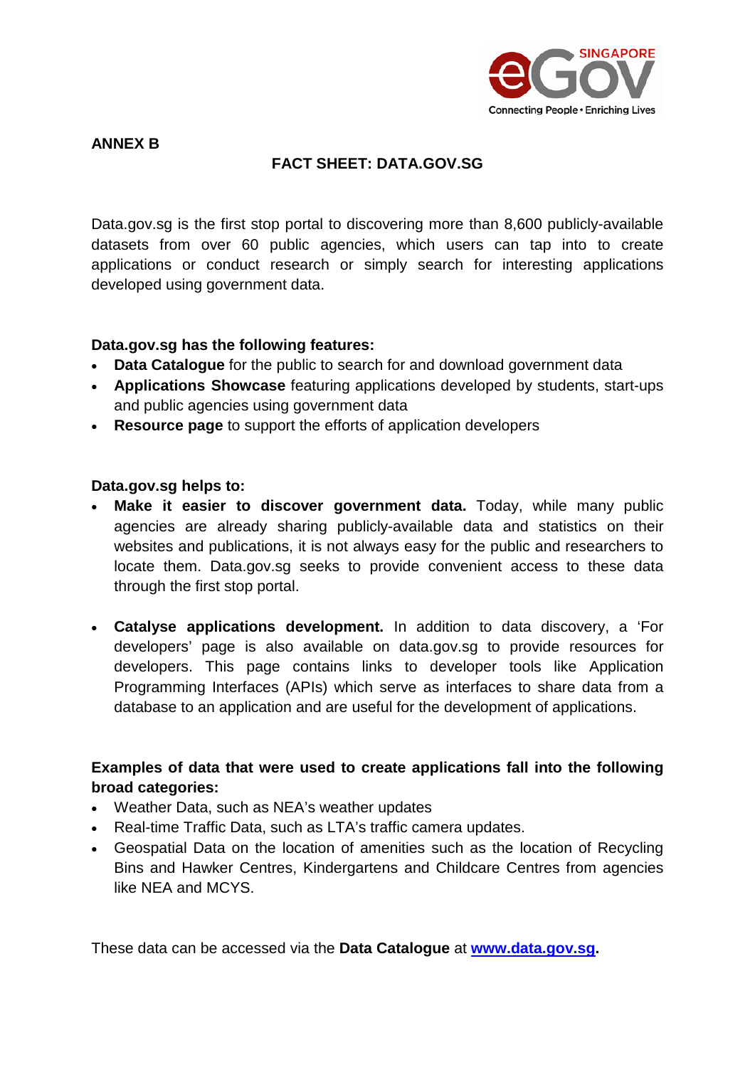**ANNEX B**

# FACT SHEET: DATA.GOV.SG

Data.gov.sg is the first stop portal to discovering more than 8,600 publicly-available datasets from over 60 public agencies, which users can tap into to create applications or conduct research or simply search for interesting applications developed using government data.

**Data.gov.sg has the following features:**

- **Data Catalogue** for the public to search for and download government data
- **Applications Showcase** featuring applications developed by students, start-ups and public agencies using government data
- **Resource page** to support the efforts of application developers

**Data.gov.sg helps to:**

- **Make it easier to discover government data.** Today, while many public agencies are already sharing publicly-available data and statistics on their websites and publications, it is not always easy for the public and researchers to locate them. Data.gov.sg seeks to provide convenient access to these data through the first stop portal.

- **Catalyse applications development.** In addition to data discovery, a 'For developers' page is also available on data.gov.sg to provide resources for developers. This page contains links to developer tools like Application Programming Interfaces (APIs) which serve as interfaces to share data from a database to an application and are useful for the development of applications.

**Examples of data that were used to create applications fall into the following broad categories:**

- Weather Data, such as NEA's weather updates
- Real-time Traffic Data, such as LTA's traffic camera updates.
- Geospatial Data on the location of amenities such as the location of Recycling Bins and Hawker Centres, Kindergartens and Childcare Centres from agencies like NEA and MCYS.

These data can be accessed via the **Data Catalogue** at **[www.data.gov.sg](http://www.data.gov.sg).**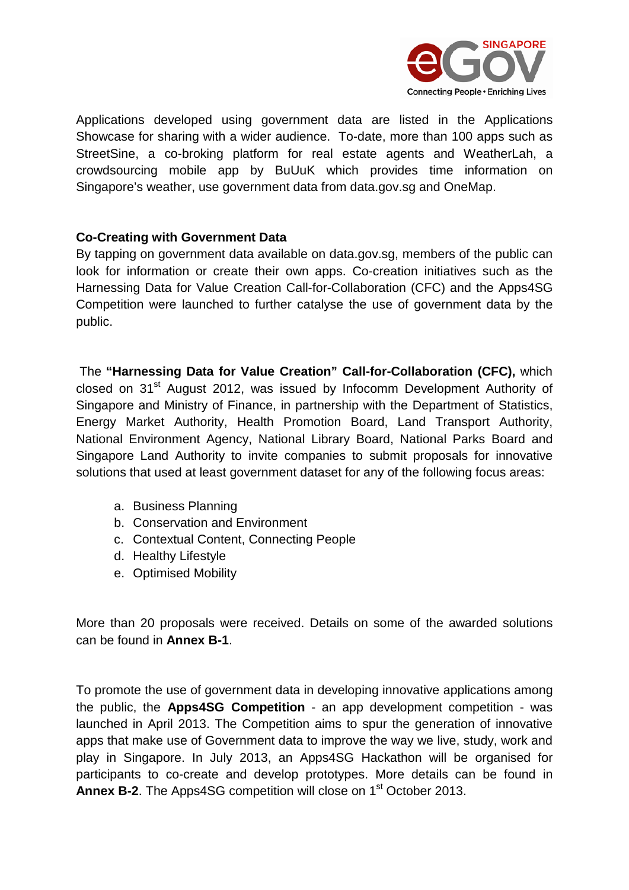Applications developed using government data are listed in the Applications Showcase for sharing with a wider audience. To-date, more than 100 apps such as StreetSine, a co-broking platform for real estate agents and WeatherLah, a crowdsourcing mobile app by BuUuK which provides time information on Singapore's weather, use government data from data.gov.sg and OneMap.

**Co-Creating with Government Data**

By tapping on government data available on data.gov.sg, members of the public can look for information or create their own apps. Co-creation initiatives such as the Harnessing Data for Value Creation Call-for-Collaboration (CFC) and the Apps4SG Competition were launched to further catalyse the use of government data by the public.

The **"Harnessing Data for Value Creation" Call-for-Collaboration (CFC),** which closed on 31st August 2012, was issued by Infocomm Development Authority of Singapore and Ministry of Finance, in partnership with the Department of Statistics, Energy Market Authority, Health Promotion Board, Land Transport Authority, National Environment Agency, National Library Board, National Parks Board and Singapore Land Authority to invite companies to submit proposals for innovative solutions that used at least government dataset for any of the following focus areas:

a. Business Planning
b. Conservation and Environment
c. Contextual Content, Connecting People
d. Healthy Lifestyle
e. Optimised Mobility

More than 20 proposals were received. Details on some of the awarded solutions can be found in **Annex B-1**.

To promote the use of government data in developing innovative applications among the public, the **Apps4SG Competition** - an app development competition - was launched in April 2013. The Competition aims to spur the generation of innovative apps that make use of Government data to improve the way we live, study, work and play in Singapore. In July 2013, an Apps4SG Hackathon will be organised for participants to co-create and develop prototypes. More details can be found in **Annex B-2**. The Apps4SG competition will close on 1st October 2013.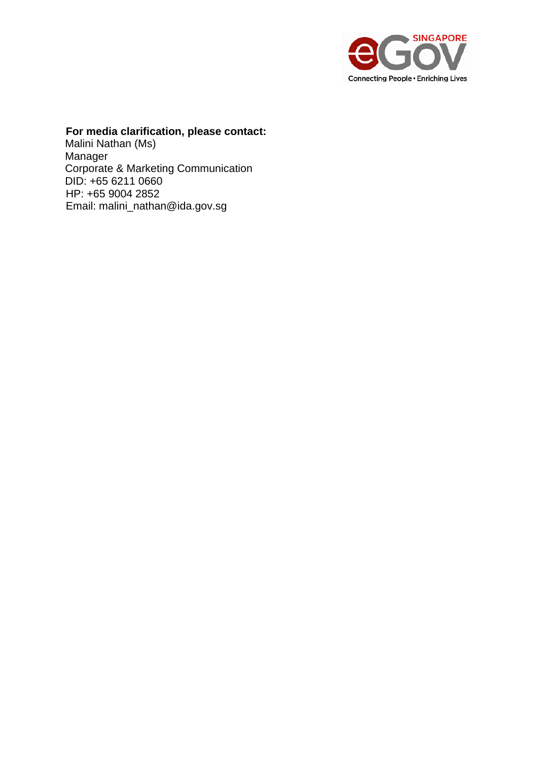**For media clarification, please contact:**

Malini Nathan (Ms)
Manager
Corporate & Marketing Communication
DID: +65 6211 0660
HP: +65 9004 2852
Email: malini_nathan@ida.gov.sg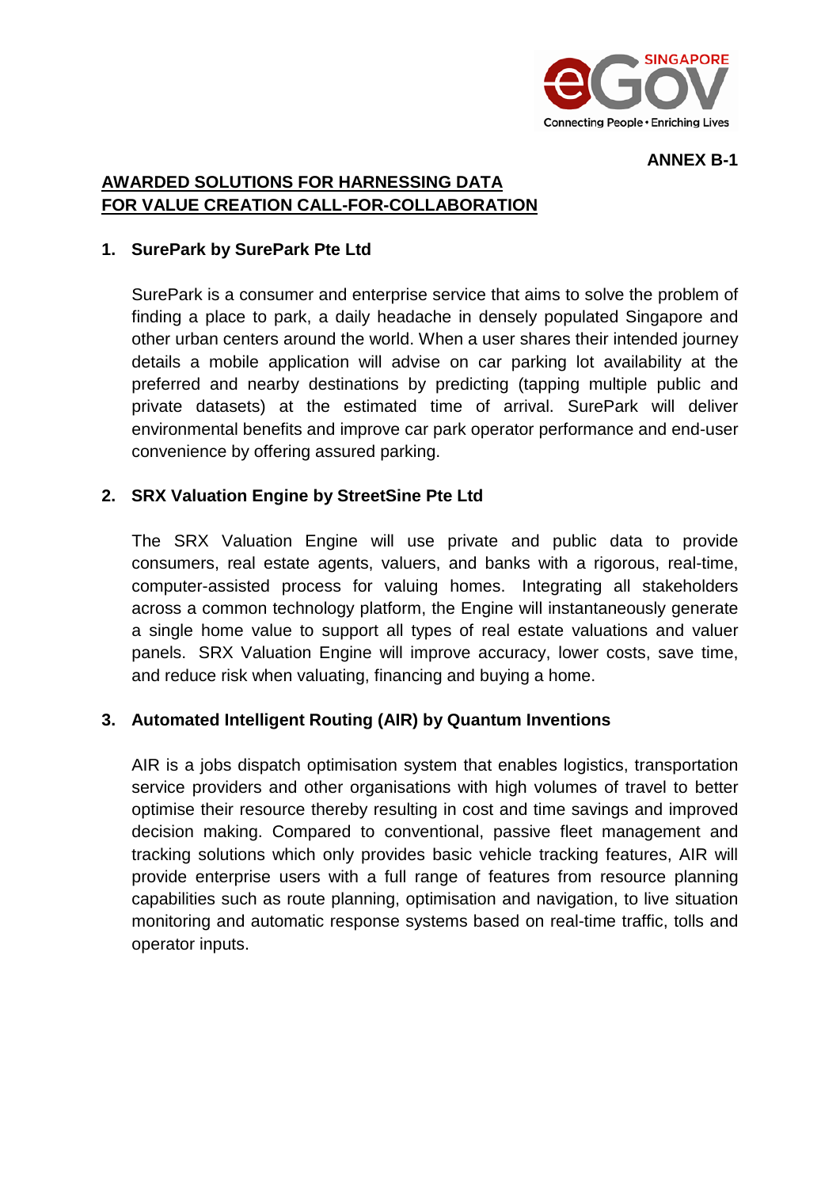**ANNEX B-1**

## AWARDED SOLUTIONS FOR HARNESSING DATA FOR VALUE CREATION CALL-FOR-COLLABORATION

### 1. SurePark by SurePark Pte Ltd

SurePark is a consumer and enterprise service that aims to solve the problem of finding a place to park, a daily headache in densely populated Singapore and other urban centers around the world. When a user shares their intended journey details a mobile application will advise on car parking lot availability at the preferred and nearby destinations by predicting (tapping multiple public and private datasets) at the estimated time of arrival. SurePark will deliver environmental benefits and improve car park operator performance and end-user convenience by offering assured parking.

### 2. SRX Valuation Engine by StreetSine Pte Ltd

The SRX Valuation Engine will use private and public data to provide consumers, real estate agents, valuers, and banks with a rigorous, real-time, computer-assisted process for valuing homes. Integrating all stakeholders across a common technology platform, the Engine will instantaneously generate a single home value to support all types of real estate valuations and valuer panels. SRX Valuation Engine will improve accuracy, lower costs, save time, and reduce risk when valuating, financing and buying a home.

### 3. Automated Intelligent Routing (AIR) by Quantum Inventions

AIR is a jobs dispatch optimisation system that enables logistics, transportation service providers and other organisations with high volumes of travel to better optimise their resource thereby resulting in cost and time savings and improved decision making. Compared to conventional, passive fleet management and tracking solutions which only provides basic vehicle tracking features, AIR will provide enterprise users with a full range of features from resource planning capabilities such as route planning, optimisation and navigation, to live situation monitoring and automatic response systems based on real-time traffic, tolls and operator inputs.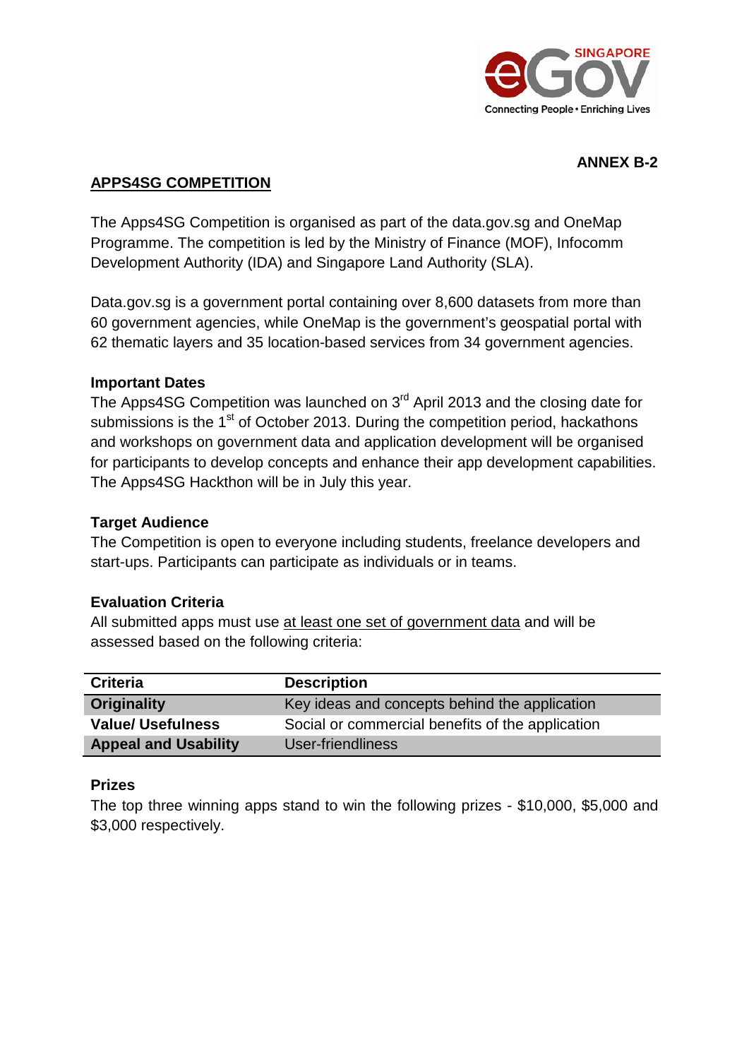ANNEX B-2

## APPS4SG COMPETITION

The Apps4SG Competition is organised as part of the data.gov.sg and OneMap Programme. The competition is led by the Ministry of Finance (MOF), Infocomm Development Authority (IDA) and Singapore Land Authority (SLA).

Data.gov.sg is a government portal containing over 8,600 datasets from more than 60 government agencies, while OneMap is the government's geospatial portal with 62 thematic layers and 35 location-based services from 34 government agencies.

### Important Dates

The Apps4SG Competition was launched on 3rd April 2013 and the closing date for submissions is the 1st of October 2013. During the competition period, hackathons and workshops on government data and application development will be organised for participants to develop concepts and enhance their app development capabilities. The Apps4SG Hackthon will be in July this year.

### Target Audience

The Competition is open to everyone including students, freelance developers and start-ups. Participants can participate as individuals or in teams.

### Evaluation Criteria

All submitted apps must use at least one set of government data and will be assessed based on the following criteria:

| Criteria | Description |
|---|---|
| **Originality** | Key ideas and concepts behind the application |
| **Value/ Usefulness** | Social or commercial benefits of the application |
| **Appeal and Usability** | User-friendliness |

### Prizes

The top three winning apps stand to win the following prizes - $10,000, $5,000 and $3,000 respectively.